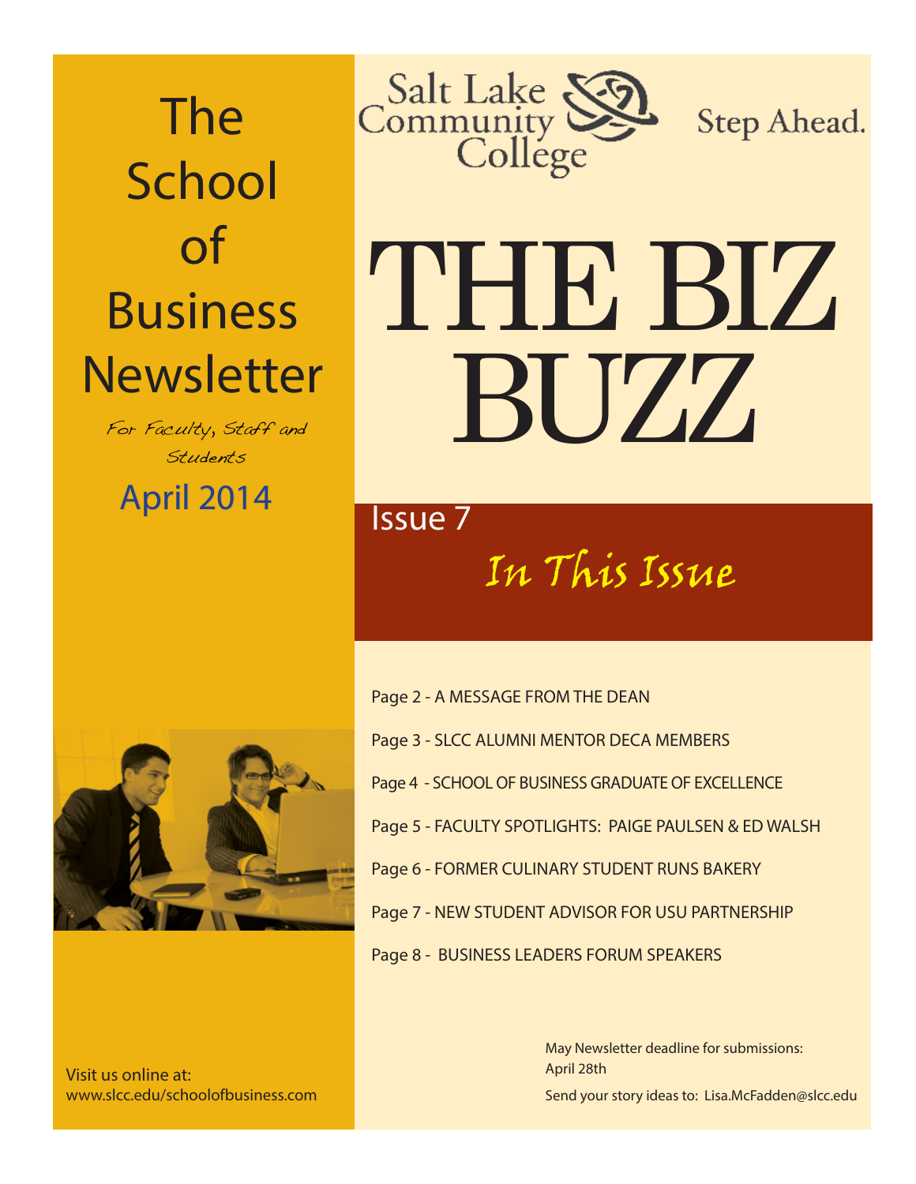# The School of Business Newsletter

*For Faculty, Staff and Students*

April 2014

Salt Lake Community College

Step Ahead.

# THE BIZ BUZZ

Issue 7

## *In This Issue*

Page 2 - A MESSAGE FROM THE DEAN

Page 3 - SLCC ALUMNI MENTOR DECA MEMBERS

Page 4 - SCHOOL OF BUSINESS GRADUATE OF EXCELLENCE

Page 5 - FACULTY SPOTLIGHTS: PAIGE PAULSEN & ED WALSH

Page 6 - FORMER CULINARY STUDENT RUNS BAKERY

Page 7 - NEW STUDENT ADVISOR FOR USU PARTNERSHIP

Page 8 - BUSINESS LEADERS FORUM SPEAKERS

Visit us online at:
www.slcc.edu/schoolofbusiness.com

May Newsletter deadline for submissions:
April 28th

Send your story ideas to: Lisa.McFadden@slcc.edu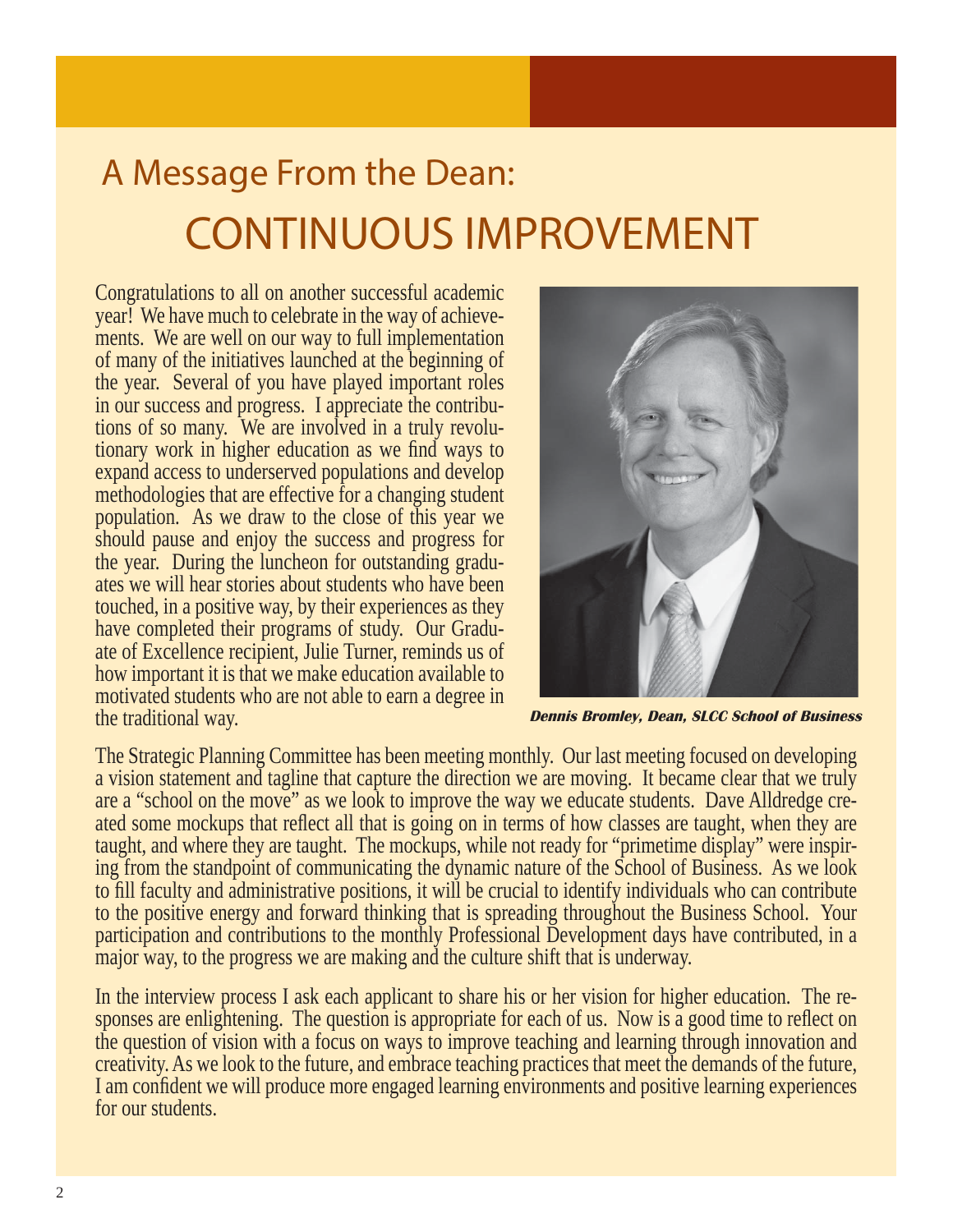# A Message From the Dean:

# CONTINUOUS IMPROVEMENT

Congratulations to all on another successful academic year! We have much to celebrate in the way of achievements. We are well on our way to full implementation of many of the initiatives launched at the beginning of the year. Several of you have played important roles in our success and progress. I appreciate the contributions of so many. We are involved in a truly revolutionary work in higher education as we find ways to expand access to underserved populations and develop methodologies that are effective for a changing student population. As we draw to the close of this year we should pause and enjoy the success and progress for the year. During the luncheon for outstanding graduates we will hear stories about students who have been touched, in a positive way, by their experiences as they have completed their programs of study. Our Graduate of Excellence recipient, Julie Turner, reminds us of how important it is that we make education available to motivated students who are not able to earn a degree in the traditional way.

***Dennis Bromley, Dean, SLCC School of Business***

The Strategic Planning Committee has been meeting monthly. Our last meeting focused on developing a vision statement and tagline that capture the direction we are moving. It became clear that we truly are a "school on the move" as we look to improve the way we educate students. Dave Alldredge created some mockups that reflect all that is going on in terms of how classes are taught, when they are taught, and where they are taught. The mockups, while not ready for "primetime display" were inspiring from the standpoint of communicating the dynamic nature of the School of Business. As we look to fill faculty and administrative positions, it will be crucial to identify individuals who can contribute to the positive energy and forward thinking that is spreading throughout the Business School. Your participation and contributions to the monthly Professional Development days have contributed, in a major way, to the progress we are making and the culture shift that is underway.

In the interview process I ask each applicant to share his or her vision for higher education. The responses are enlightening. The question is appropriate for each of us. Now is a good time to reflect on the question of vision with a focus on ways to improve teaching and learning through innovation and creativity. As we look to the future, and embrace teaching practices that meet the demands of the future, I am confident we will produce more engaged learning environments and positive learning experiences for our students.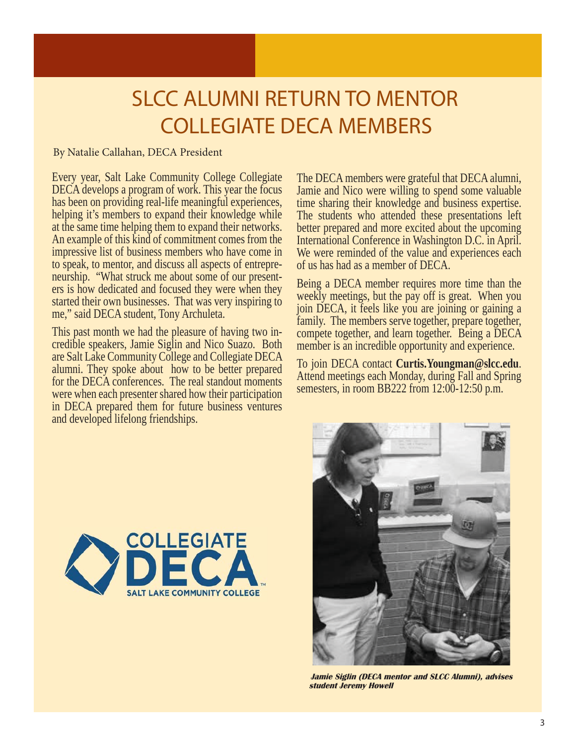# SLCC ALUMNI RETURN TO MENTOR COLLEGIATE DECA MEMBERS

By Natalie Callahan, DECA President

Every year, Salt Lake Community College Collegiate DECA develops a program of work. This year the focus has been on providing real-life meaningful experiences, helping it's members to expand their knowledge while at the same time helping them to expand their networks. An example of this kind of commitment comes from the impressive list of business members who have come in to speak, to mentor, and discuss all aspects of entrepreneurship. "What struck me about some of our presenters is how dedicated and focused they were when they started their own businesses. That was very inspiring to me," said DECA student, Tony Archuleta.

This past month we had the pleasure of having two incredible speakers, Jamie Siglin and Nico Suazo. Both are Salt Lake Community College and Collegiate DECA alumni. They spoke about how to be better prepared for the DECA conferences. The real standout moments were when each presenter shared how their participation in DECA prepared them for future business ventures and developed lifelong friendships.

The DECA members were grateful that DECA alumni, Jamie and Nico were willing to spend some valuable time sharing their knowledge and business expertise. The students who attended these presentations left better prepared and more excited about the upcoming International Conference in Washington D.C. in April. We were reminded of the value and experiences each of us has had as a member of DECA.

Being a DECA member requires more time than the weekly meetings, but the pay off is great. When you join DECA, it feels like you are joining or gaining a family. The members serve together, prepare together, compete together, and learn together. Being a DECA member is an incredible opportunity and experience.

To join DECA contact **Curtis.Youngman@slcc.edu**. Attend meetings each Monday, during Fall and Spring semesters, in room BB222 from 12:00-12:50 p.m.

COLLEGIATE DECA SALT LAKE COMMUNITY COLLEGE

***Jamie Siglin (DECA mentor and SLCC Alumni), advises student Jeremy Howell***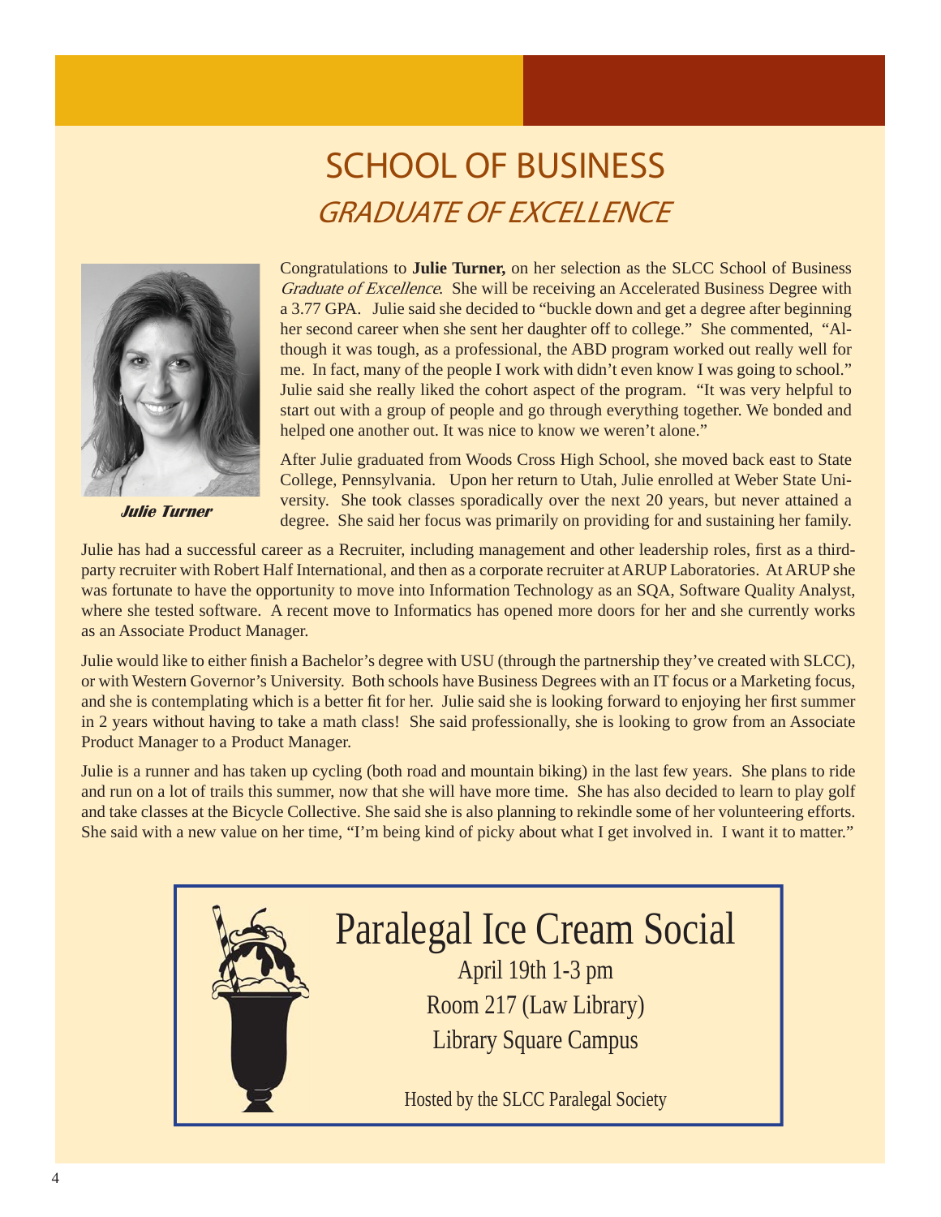# SCHOOL OF BUSINESS

## *GRADUATE OF EXCELLENCE*

***Julie Turner***

Congratulations to **Julie Turner,** on her selection as the SLCC School of Business *Graduate of Excellence*. She will be receiving an Accelerated Business Degree with a 3.77 GPA. Julie said she decided to "buckle down and get a degree after beginning her second career when she sent her daughter off to college." She commented, "Although it was tough, as a professional, the ABD program worked out really well for me. In fact, many of the people I work with didn't even know I was going to school." Julie said she really liked the cohort aspect of the program. "It was very helpful to start out with a group of people and go through everything together. We bonded and helped one another out. It was nice to know we weren't alone."

After Julie graduated from Woods Cross High School, she moved back east to State College, Pennsylvania. Upon her return to Utah, Julie enrolled at Weber State University. She took classes sporadically over the next 20 years, but never attained a degree. She said her focus was primarily on providing for and sustaining her family.

Julie has had a successful career as a Recruiter, including management and other leadership roles, first as a third-party recruiter with Robert Half International, and then as a corporate recruiter at ARUP Laboratories. At ARUP she was fortunate to have the opportunity to move into Information Technology as an SQA, Software Quality Analyst, where she tested software. A recent move to Informatics has opened more doors for her and she currently works as an Associate Product Manager.

Julie would like to either finish a Bachelor's degree with USU (through the partnership they've created with SLCC), or with Western Governor's University. Both schools have Business Degrees with an IT focus or a Marketing focus, and she is contemplating which is a better fit for her. Julie said she is looking forward to enjoying her first summer in 2 years without having to take a math class! She said professionally, she is looking to grow from an Associate Product Manager to a Product Manager.

Julie is a runner and has taken up cycling (both road and mountain biking) in the last few years. She plans to ride and run on a lot of trails this summer, now that she will have more time. She has also decided to learn to play golf and take classes at the Bicycle Collective. She said she is also planning to rekindle some of her volunteering efforts. She said with a new value on her time, "I'm being kind of picky about what I get involved in. I want it to matter."

## Paralegal Ice Cream Social

April 19th 1-3 pm

Room 217 (Law Library)

Library Square Campus

Hosted by the SLCC Paralegal Society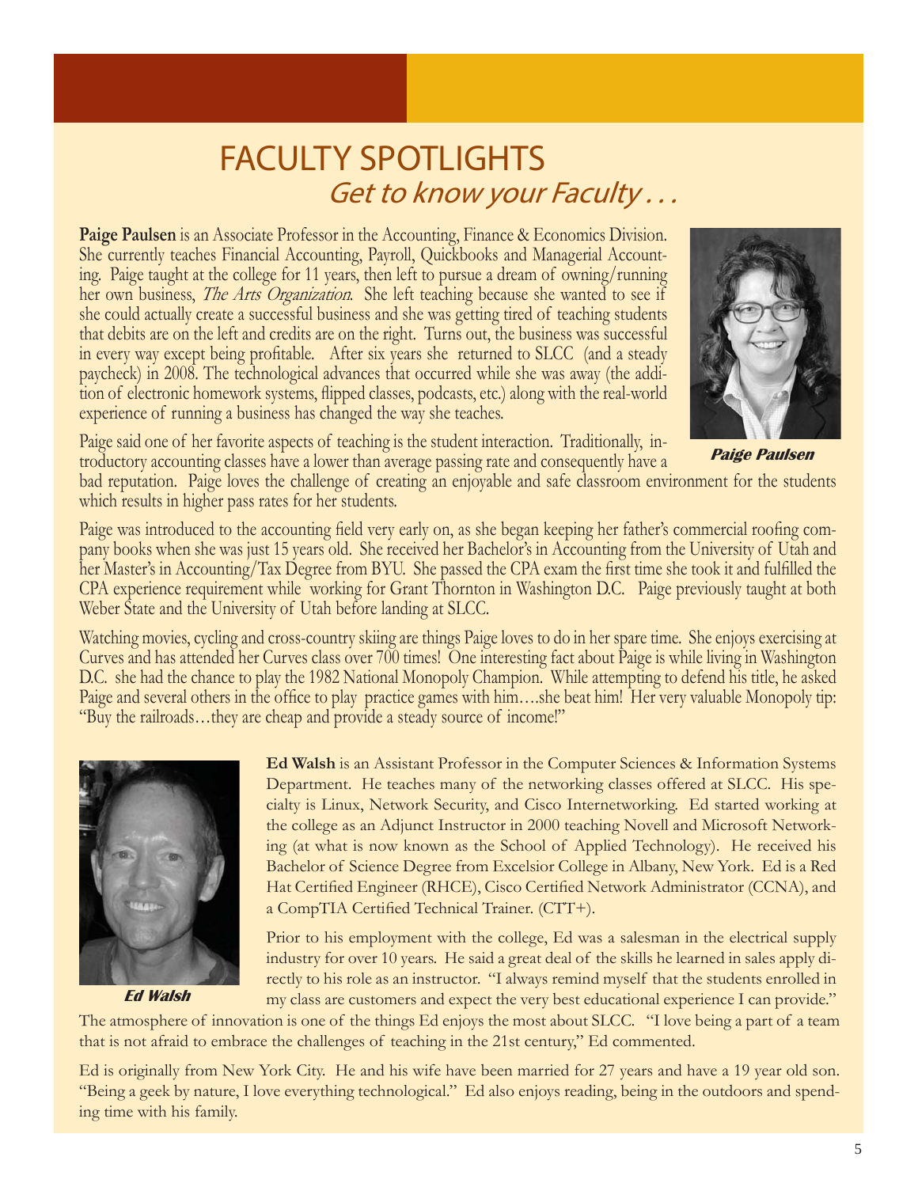# FACULTY SPOTLIGHTS

## *Get to know your Faculty . . .*

**Paige Paulsen** is an Associate Professor in the Accounting, Finance & Economics Division. She currently teaches Financial Accounting, Payroll, Quickbooks and Managerial Accounting. Paige taught at the college for 11 years, then left to pursue a dream of owning/running her own business, *The Arts Organization*. She left teaching because she wanted to see if she could actually create a successful business and she was getting tired of teaching students that debits are on the left and credits are on the right. Turns out, the business was successful in every way except being profitable. After six years she returned to SLCC (and a steady paycheck) in 2008. The technological advances that occurred while she was away (the addition of electronic homework systems, flipped classes, podcasts, etc.) along with the real-world experience of running a business has changed the way she teaches.

***Paige Paulsen***

Paige said one of her favorite aspects of teaching is the student interaction. Traditionally, introductory accounting classes have a lower than average passing rate and consequently have a bad reputation. Paige loves the challenge of creating an enjoyable and safe classroom environment for the students which results in higher pass rates for her students.

Paige was introduced to the accounting field very early on, as she began keeping her father's commercial roofing company books when she was just 15 years old. She received her Bachelor's in Accounting from the University of Utah and her Master's in Accounting/Tax Degree from BYU. She passed the CPA exam the first time she took it and fulfilled the CPA experience requirement while working for Grant Thornton in Washington D.C. Paige previously taught at both Weber State and the University of Utah before landing at SLCC.

Watching movies, cycling and cross-country skiing are things Paige loves to do in her spare time. She enjoys exercising at Curves and has attended her Curves class over 700 times! One interesting fact about Paige is while living in Washington D.C. she had the chance to play the 1982 National Monopoly Champion. While attempting to defend his title, he asked Paige and several others in the office to play practice games with him….she beat him! Her very valuable Monopoly tip: "Buy the railroads…they are cheap and provide a steady source of income!"

***Ed Walsh***

**Ed Walsh** is an Assistant Professor in the Computer Sciences & Information Systems Department. He teaches many of the networking classes offered at SLCC. His specialty is Linux, Network Security, and Cisco Internetworking. Ed started working at the college as an Adjunct Instructor in 2000 teaching Novell and Microsoft Networking (at what is now known as the School of Applied Technology). He received his Bachelor of Science Degree from Excelsior College in Albany, New York. Ed is a Red Hat Certified Engineer (RHCE), Cisco Certified Network Administrator (CCNA), and a CompTIA Certified Technical Trainer. (CTT+).

Prior to his employment with the college, Ed was a salesman in the electrical supply industry for over 10 years. He said a great deal of the skills he learned in sales apply directly to his role as an instructor. "I always remind myself that the students enrolled in my class are customers and expect the very best educational experience I can provide." The atmosphere of innovation is one of the things Ed enjoys the most about SLCC. "I love being a part of a team that is not afraid to embrace the challenges of teaching in the 21st century," Ed commented.

Ed is originally from New York City. He and his wife have been married for 27 years and have a 19 year old son. "Being a geek by nature, I love everything technological." Ed also enjoys reading, being in the outdoors and spending time with his family.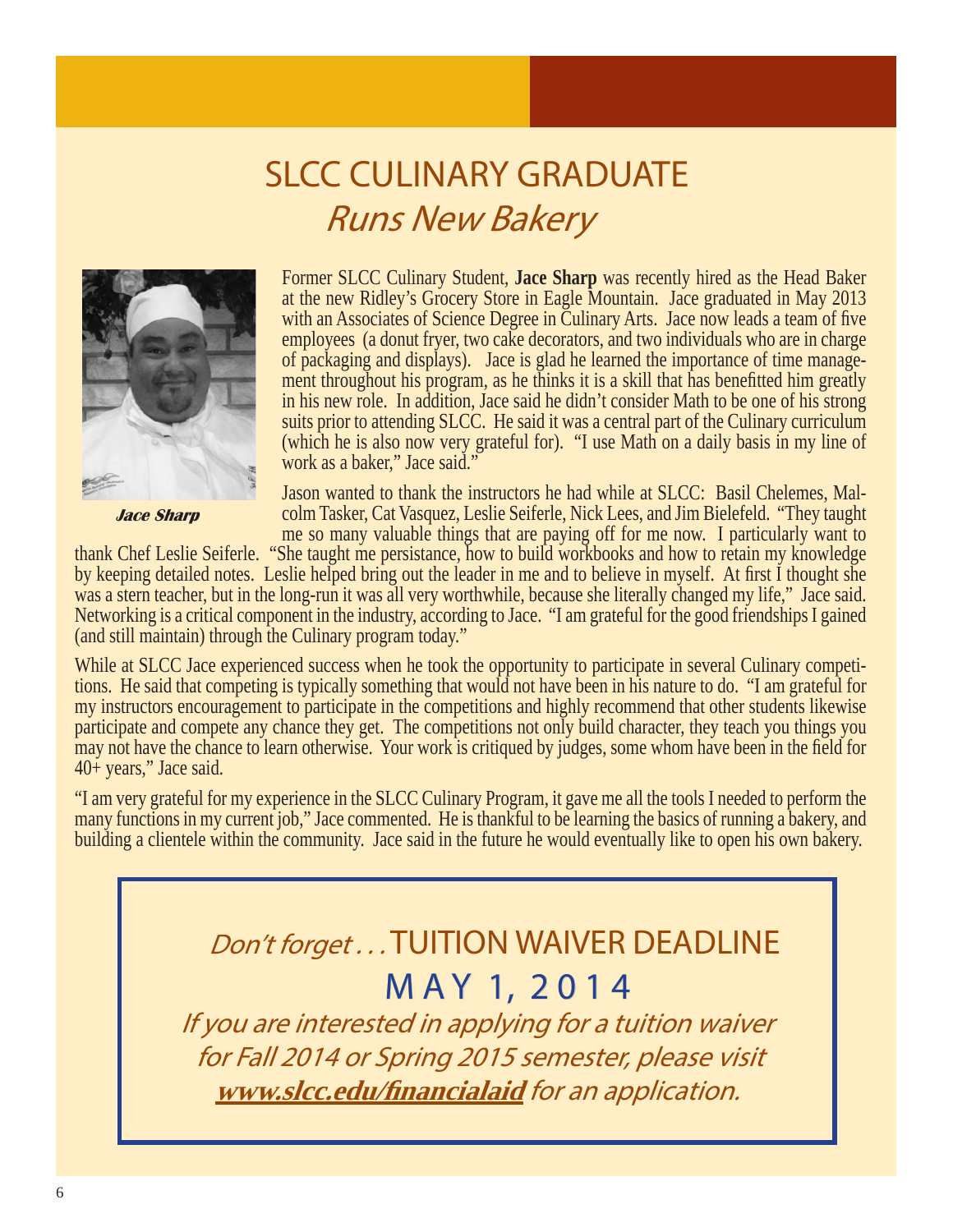# SLCC CULINARY GRADUATE
## *Runs New Bakery*

***Jace Sharp***

Former SLCC Culinary Student, **Jace Sharp** was recently hired as the Head Baker at the new Ridley's Grocery Store in Eagle Mountain. Jace graduated in May 2013 with an Associates of Science Degree in Culinary Arts. Jace now leads a team of five employees (a donut fryer, two cake decorators, and two individuals who are in charge of packaging and displays). Jace is glad he learned the importance of time management throughout his program, as he thinks it is a skill that has benefitted him greatly in his new role. In addition, Jace said he didn't consider Math to be one of his strong suits prior to attending SLCC. He said it was a central part of the Culinary curriculum (which he is also now very grateful for). "I use Math on a daily basis in my line of work as a baker," Jace said."

Jason wanted to thank the instructors he had while at SLCC: Basil Chelemes, Malcolm Tasker, Cat Vasquez, Leslie Seiferle, Nick Lees, and Jim Bielefeld. "They taught me so many valuable things that are paying off for me now. I particularly want to thank Chef Leslie Seiferle. "She taught me persistance, how to build workbooks and how to retain my knowledge by keeping detailed notes. Leslie helped bring out the leader in me and to believe in myself. At first I thought she was a stern teacher, but in the long-run it was all very worthwhile, because she literally changed my life," Jace said. Networking is a critical component in the industry, according to Jace. "I am grateful for the good friendships I gained (and still maintain) through the Culinary program today."

While at SLCC Jace experienced success when he took the opportunity to participate in several Culinary competitions. He said that competing is typically something that would not have been in his nature to do. "I am grateful for my instructors encouragement to participate in the competitions and highly recommend that other students likewise participate and compete any chance they get. The competitions not only build character, they teach you things you may not have the chance to learn otherwise. Your work is critiqued by judges, some whom have been in the field for 40+ years," Jace said.

"I am very grateful for my experience in the SLCC Culinary Program, it gave me all the tools I needed to perform the many functions in my current job," Jace commented. He is thankful to be learning the basics of running a bakery, and building a clientele within the community. Jace said in the future he would eventually like to open his own bakery.

---

*Don't forget . . .* TUITION WAIVER DEADLINE

**MAY 1, 2014**

*If you are interested in applying for a tuition waiver for Fall 2014 or Spring 2015 semester, please visit* **www.slcc.edu/financialaid** *for an application.*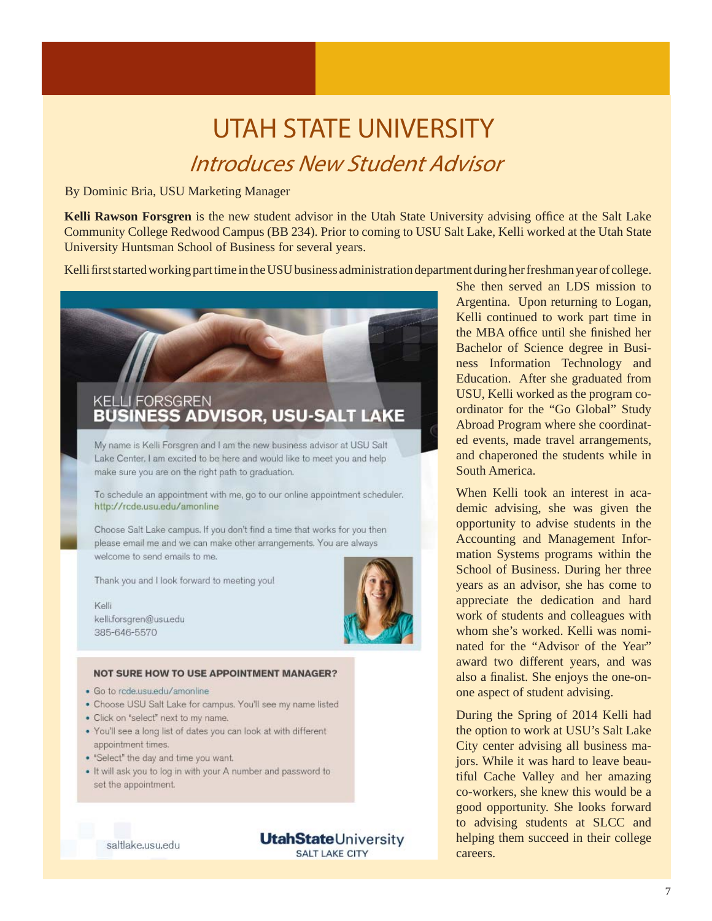# UTAH STATE UNIVERSITY

## *Introduces New Student Advisor*

By Dominic Bria, USU Marketing Manager

**Kelli Rawson Forsgren** is the new student advisor in the Utah State University advising office at the Salt Lake Community College Redwood Campus (BB 234). Prior to coming to USU Salt Lake, Kelli worked at the Utah State University Huntsman School of Business for several years.

Kelli first started working part time in the USU business administration department during her freshman year of college. She then served an LDS mission to Argentina. Upon returning to Logan, Kelli continued to work part time in the MBA office until she finished her Bachelor of Science degree in Business Information Technology and Education. After she graduated from USU, Kelli worked as the program coordinator for the "Go Global" Study Abroad Program where she coordinated events, made travel arrangements, and chaperoned the students while in South America.

When Kelli took an interest in academic advising, she was given the opportunity to advise students in the Accounting and Management Information Systems programs within the School of Business. During her three years as an advisor, she has come to appreciate the dedication and hard work of students and colleagues with whom she's worked. Kelli was nominated for the "Advisor of the Year" award two different years, and was also a finalist. She enjoys the one-on-one aspect of student advising.

During the Spring of 2014 Kelli had the option to work at USU's Salt Lake City center advising all business majors. While it was hard to leave beautiful Cache Valley and her amazing co-workers, she knew this would be a good opportunity. She looks forward to advising students at SLCC and helping them succeed in their college careers.

### KELLI FORSGREN
### BUSINESS ADVISOR, USU-SALT LAKE

My name is Kelli Forsgren and I am the new business advisor at USU Salt Lake Center. I am excited to be here and would like to meet you and help make sure you are on the right path to graduation.

To schedule an appointment with me, go to our online appointment scheduler. http://rcde.usu.edu/amonline

Choose Salt Lake campus. If you don't find a time that works for you then please email me and we can make other arrangements. You are always welcome to send emails to me.

Thank you and I look forward to meeting you!

Kelli
kelli.forsgren@usu.edu
385-646-5570

**NOT SURE HOW TO USE APPOINTMENT MANAGER?**

- Go to rcde.usu.edu/amonline
- Choose USU Salt Lake for campus. You'll see my name listed
- Click on "select" next to my name.
- You'll see a long list of dates you can look at with different appointment times.
- "Select" the day and time you want.
- It will ask you to log in with your A number and password to set the appointment.

saltlake.usu.edu

UtahStateUniversity SALT LAKE CITY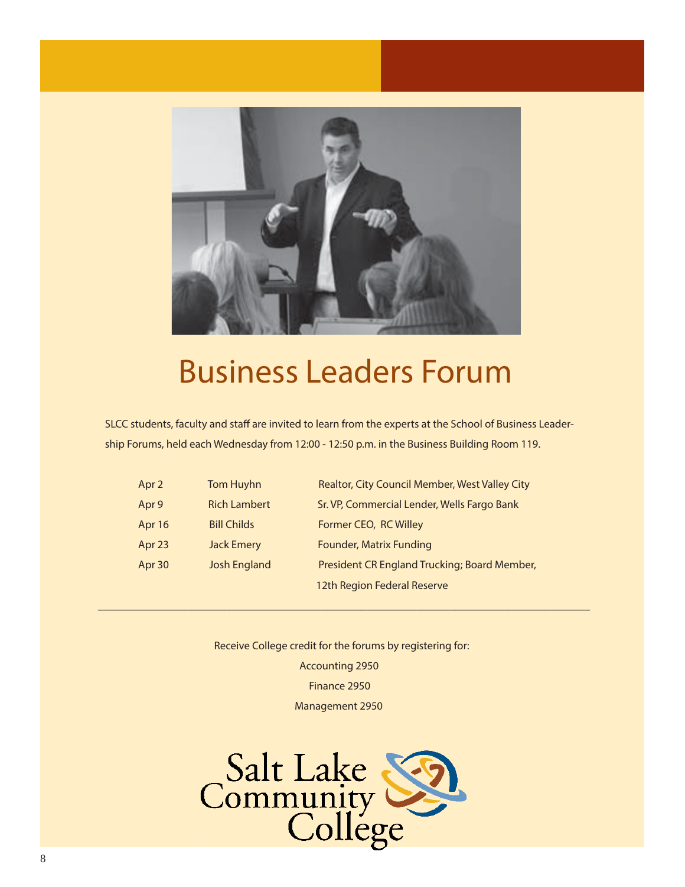# Business Leaders Forum

SLCC students, faculty and staff are invited to learn from the experts at the School of Business Leadership Forums, held each Wednesday from 12:00 - 12:50 p.m. in the Business Building Room 119.

| | | |
|---|---|---|
| Apr 2 | Tom Huyhn | Realtor, City Council Member, West Valley City |
| Apr 9 | Rich Lambert | Sr. VP, Commercial Lender, Wells Fargo Bank |
| Apr 16 | Bill Childs | Former CEO, RC Willey |
| Apr 23 | Jack Emery | Founder, Matrix Funding |
| Apr 30 | Josh England | President CR England Trucking; Board Member, 12th Region Federal Reserve |

---

Receive College credit for the forums by registering for:

Accounting 2950

Finance 2950

Management 2950

Salt Lake Community College